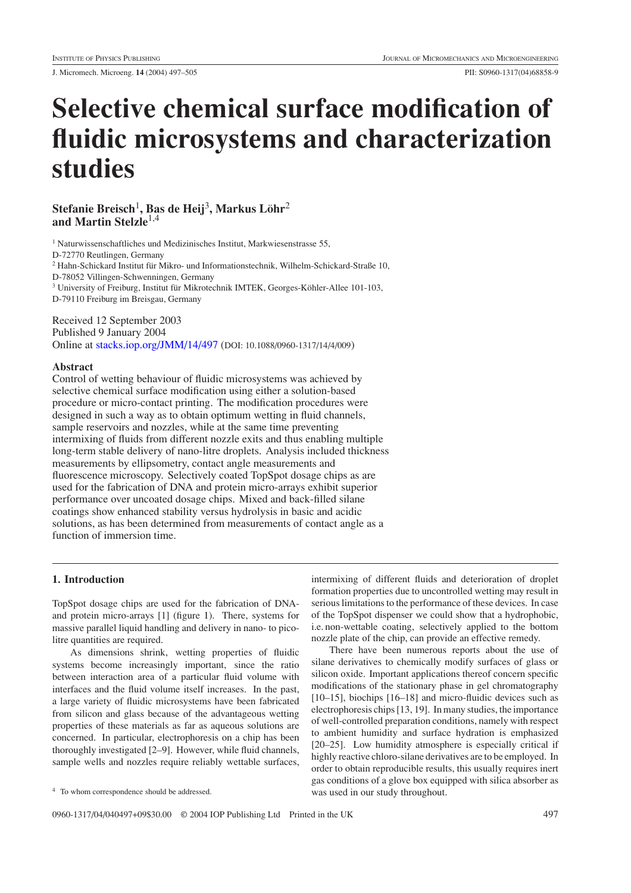# Selective chemical surface modification of fluidic microsystems and characterization studies

**Stefanie Breisch[1], Bas de Heij[3], Markus Löhr[2] and Martin Stelzle[1,4]**

[1] Naturwissenschaftliches und Medizinisches Institut, Markwiesenstrasse 55, D-72770 Reutlingen, Germany

[2] Hahn-Schickard Institut für Mikro- und Informationstechnik, Wilhelm-Schickard-Straße 10, D-78052 Villingen-Schwenningen, Germany

[3] University of Freiburg, Institut für Mikrotechnik IMTEK, Georges-Köhler-Allee 101-103, D-79110 Freiburg im Breisgau, Germany

Received 12 September 2003
Published 9 January 2004
Online at stacks.iop.org/JMM/14/497 (DOI: 10.1088/0960-1317/14/4/009)

## Abstract

Control of wetting behaviour of fluidic microsystems was achieved by selective chemical surface modification using either a solution-based procedure or micro-contact printing. The modification procedures were designed in such a way as to obtain optimum wetting in fluid channels, sample reservoirs and nozzles, while at the same time preventing intermixing of fluids from different nozzle exits and thus enabling multiple long-term stable delivery of nano-litre droplets. Analysis included thickness measurements by ellipsometry, contact angle measurements and fluorescence microscopy. Selectively coated TopSpot dosage chips as are used for the fabrication of DNA and protein micro-arrays exhibit superior performance over uncoated dosage chips. Mixed and back-filled silane coatings show enhanced stability versus hydrolysis in basic and acidic solutions, as has been determined from measurements of contact angle as a function of immersion time.

## 1. Introduction

TopSpot dosage chips are used for the fabrication of DNA- and protein micro-arrays [1] (figure 1). There, systems for massive parallel liquid handling and delivery in nano- to pico-litre quantities are required.

As dimensions shrink, wetting properties of fluidic systems become increasingly important, since the ratio between interaction area of a particular fluid volume with interfaces and the fluid volume itself increases. In the past, a large variety of fluidic microsystems have been fabricated from silicon and glass because of the advantageous wetting properties of these materials as far as aqueous solutions are concerned. In particular, electrophoresis on a chip has been thoroughly investigated [2–9]. However, while fluid channels, sample wells and nozzles require reliably wettable surfaces, intermixing of different fluids and deterioration of droplet formation properties due to uncontrolled wetting may result in serious limitations to the performance of these devices. In case of the TopSpot dispenser we could show that a hydrophobic, i.e. non-wettable coating, selectively applied to the bottom nozzle plate of the chip, can provide an effective remedy.

There have been numerous reports about the use of silane derivatives to chemically modify surfaces of glass or silicon oxide. Important applications thereof concern specific modifications of the stationary phase in gel chromatography [10–15], biochips [16–18] and micro-fluidic devices such as electrophoresis chips [13, 19]. In many studies, the importance of well-controlled preparation conditions, namely with respect to ambient humidity and surface hydration is emphasized [20–25]. Low humidity atmosphere is especially critical if highly reactive chloro-silane derivatives are to be employed. In order to obtain reproducible results, this usually requires inert gas conditions of a glove box equipped with silica absorber as was used in our study throughout.

[4] To whom correspondence should be addressed.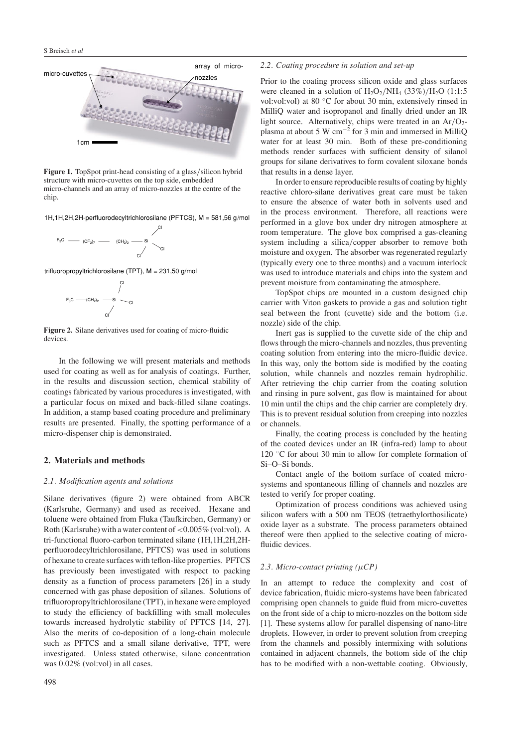micro-cuvettes

array of micro-nozzles

1cm

**Figure 1.** TopSpot print-head consisting of a glass/silicon hybrid structure with micro-cuvettes on the top side, embedded micro-channels and an array of micro-nozzles at the centre of the chip.

1H,1H,2H,2H-perfluorodecyltrichlorosilane (PFTCS), M = 581,56 g/mol

trifluoropropyltrichlorosilane (TPT), M = 231,50 g/mol

**Figure 2.** Silane derivatives used for coating of micro-fluidic devices.

In the following we will present materials and methods used for coating as well as for analysis of coatings. Further, in the results and discussion section, chemical stability of coatings fabricated by various procedures is investigated, with a particular focus on mixed and back-filled silane coatings. In addition, a stamp based coating procedure and preliminary results are presented. Finally, the spotting performance of a micro-dispenser chip is demonstrated.

## 2. Materials and methods

### 2.1. Modification agents and solutions

Silane derivatives (figure 2) were obtained from ABCR (Karlsruhe, Germany) and used as received. Hexane and toluene were obtained from Fluka (Taufkirchen, Germany) or Roth (Karlsruhe) with a water content of <0.005% (vol:vol). A tri-functional fluoro-carbon terminated silane (1H,1H,2H,2H-perfluorodecyltrichlorosilane, PFTCS) was used in solutions of hexane to create surfaces with teflon-like properties. PFTCS has previously been investigated with respect to packing density as a function of process parameters [26] in a study concerned with gas phase deposition of silanes. Solutions of trifluoropropyltrichlorosilane (TPT), in hexane were employed to study the efficiency of backfilling with small molecules towards increased hydrolytic stability of PFTCS [14, 27]. Also the merits of co-deposition of a long-chain molecule such as PFTCS and a small silane derivative, TPT, were investigated. Unless stated otherwise, silane concentration was 0.02% (vol:vol) in all cases.

### 2.2. Coating procedure in solution and set-up

Prior to the coating process silicon oxide and glass surfaces were cleaned in a solution of $H_2O_2$/$NH_4$ (33%)/$H_2O$ (1:1:5 vol:vol:vol) at 80 °C for about 30 min, extensively rinsed in MilliQ water and isopropanol and finally dried under an IR light source. Alternatively, chips were treated in an Ar/$O_2$-plasma at about 5 W cm$^{-2}$ for 3 min and immersed in MilliQ water for at least 30 min. Both of these pre-conditioning methods render surfaces with sufficient density of silanol groups for silane derivatives to form covalent siloxane bonds that results in a dense layer.

In order to ensure reproducible results of coating by highly reactive chloro-silane derivatives great care must be taken to ensure the absence of water both in solvents used and in the process environment. Therefore, all reactions were performed in a glove box under dry nitrogen atmosphere at room temperature. The glove box comprised a gas-cleaning system including a silica/copper absorber to remove both moisture and oxygen. The absorber was regenerated regularly (typically every one to three months) and a vacuum interlock was used to introduce materials and chips into the system and prevent moisture from contaminating the atmosphere.

TopSpot chips are mounted in a custom designed chip carrier with Viton gaskets to provide a gas and solution tight seal between the front (cuvette) side and the bottom (i.e. nozzle) side of the chip.

Inert gas is supplied to the cuvette side of the chip and flows through the micro-channels and nozzles, thus preventing coating solution from entering into the micro-fluidic device. In this way, only the bottom side is modified by the coating solution, while channels and nozzles remain hydrophilic. After retrieving the chip carrier from the coating solution and rinsing in pure solvent, gas flow is maintained for about 10 min until the chips and the chip carrier are completely dry. This is to prevent residual solution from creeping into nozzles or channels.

Finally, the coating process is concluded by the heating of the coated devices under an IR (infra-red) lamp to about 120 °C for about 30 min to allow for complete formation of Si–O–Si bonds.

Contact angle of the bottom surface of coated micro-systems and spontaneous filling of channels and nozzles are tested to verify for proper coating.

Optimization of process conditions was achieved using silicon wafers with a 500 nm TEOS (tetraethylorthosilicate) oxide layer as a substrate. The process parameters obtained thereof were then applied to the selective coating of micro-fluidic devices.

### 2.3. Micro-contact printing ($\mu$CP)

In an attempt to reduce the complexity and cost of device fabrication, fluidic micro-systems have been fabricated comprising open channels to guide fluid from micro-cuvettes on the front side of a chip to micro-nozzles on the bottom side [1]. These systems allow for parallel dispensing of nano-litre droplets. However, in order to prevent solution from creeping from the channels and possibly intermixing with solutions contained in adjacent channels, the bottom side of the chip has to be modified with a non-wettable coating. Obviously,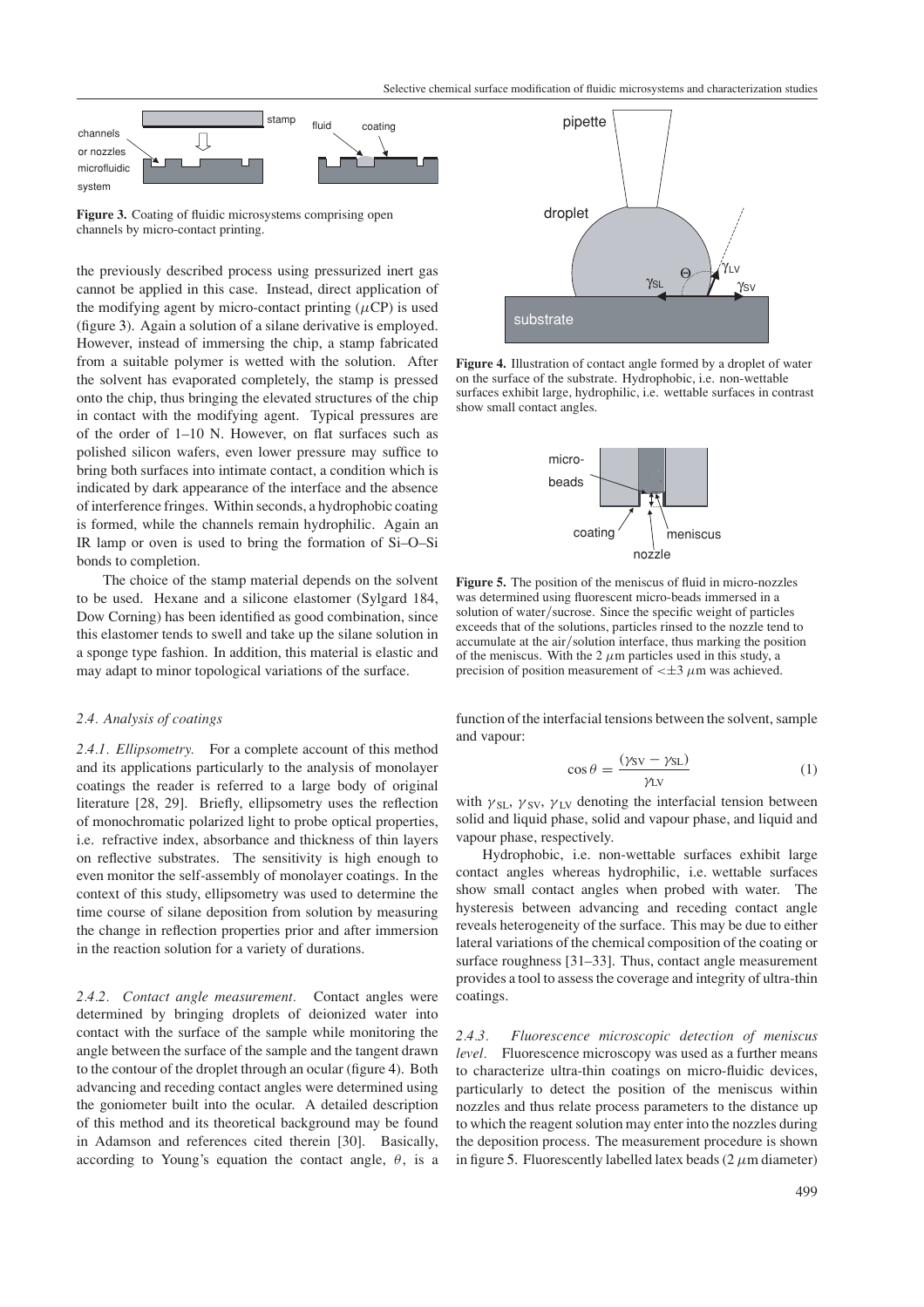**Figure 3.** Coating of fluidic microsystems comprising open channels by micro-contact printing.

the previously described process using pressurized inert gas cannot be applied in this case. Instead, direct application of the modifying agent by micro-contact printing ($\mu$CP) is used (figure 3). Again a solution of a silane derivative is employed. However, instead of immersing the chip, a stamp fabricated from a suitable polymer is wetted with the solution. After the solvent has evaporated completely, the stamp is pressed onto the chip, thus bringing the elevated structures of the chip in contact with the modifying agent. Typical pressures are of the order of 1–10 N. However, on flat surfaces such as polished silicon wafers, even lower pressure may suffice to bring both surfaces into intimate contact, a condition which is indicated by dark appearance of the interface and the absence of interference fringes. Within seconds, a hydrophobic coating is formed, while the channels remain hydrophilic. Again an IR lamp or oven is used to bring the formation of Si–O–Si bonds to completion.

The choice of the stamp material depends on the solvent to be used. Hexane and a silicone elastomer (Sylgard 184, Dow Corning) has been identified as good combination, since this elastomer tends to swell and take up the silane solution in a sponge type fashion. In addition, this material is elastic and may adapt to minor topological variations of the surface.

### *2.4. Analysis of coatings*

*2.4.1. Ellipsometry.* For a complete account of this method and its applications particularly to the analysis of monolayer coatings the reader is referred to a large body of original literature [28, 29]. Briefly, ellipsometry uses the reflection of monochromatic polarized light to probe optical properties, i.e. refractive index, absorbance and thickness of thin layers on reflective substrates. The sensitivity is high enough to even monitor the self-assembly of monolayer coatings. In the context of this study, ellipsometry was used to determine the time course of silane deposition from solution by measuring the change in reflection properties prior and after immersion in the reaction solution for a variety of durations.

*2.4.2. Contact angle measurement.* Contact angles were determined by bringing droplets of deionized water into contact with the surface of the sample while monitoring the angle between the surface of the sample and the tangent drawn to the contour of the droplet through an ocular (figure 4). Both advancing and receding contact angles were determined using the goniometer built into the ocular. A detailed description of this method and its theoretical background may be found in Adamson and references cited therein [30]. Basically, according to Young's equation the contact angle, $\theta$, is a function of the interfacial tensions between the solvent, sample and vapour:

$$\cos\theta = \frac{(\gamma_{SV} - \gamma_{SL})}{\gamma_{LV}} \tag{1}$$

with $\gamma_{SL}$, $\gamma_{SV}$, $\gamma_{LV}$ denoting the interfacial tension between solid and liquid phase, solid and vapour phase, and liquid and vapour phase, respectively.

Hydrophobic, i.e. non-wettable surfaces exhibit large contact angles whereas hydrophilic, i.e. wettable surfaces show small contact angles when probed with water. The hysteresis between advancing and receding contact angle reveals heterogeneity of the surface. This may be due to either lateral variations of the chemical composition of the coating or surface roughness [31–33]. Thus, contact angle measurement provides a tool to assess the coverage and integrity of ultra-thin coatings.

**Figure 4.** Illustration of contact angle formed by a droplet of water on the surface of the substrate. Hydrophobic, i.e. non-wettable surfaces exhibit large, hydrophilic, i.e. wettable surfaces in contrast show small contact angles.

**Figure 5.** The position of the meniscus of fluid in micro-nozzles was determined using fluorescent micro-beads immersed in a solution of water/sucrose. Since the specific weight of particles exceeds that of the solutions, particles rinsed to the nozzle tend to accumulate at the air/solution interface, thus marking the position of the meniscus. With the 2 $\mu$m particles used in this study, a precision of position measurement of $<\pm 3$ $\mu$m was achieved.

*2.4.3. Fluorescence microscopic detection of meniscus level.* Fluorescence microscopy was used as a further means to characterize ultra-thin coatings on micro-fluidic devices, particularly to detect the position of the meniscus within nozzles and thus relate process parameters to the distance up to which the reagent solution may enter into the nozzles during the deposition process. The measurement procedure is shown in figure 5. Fluorescently labelled latex beads (2 $\mu$m diameter)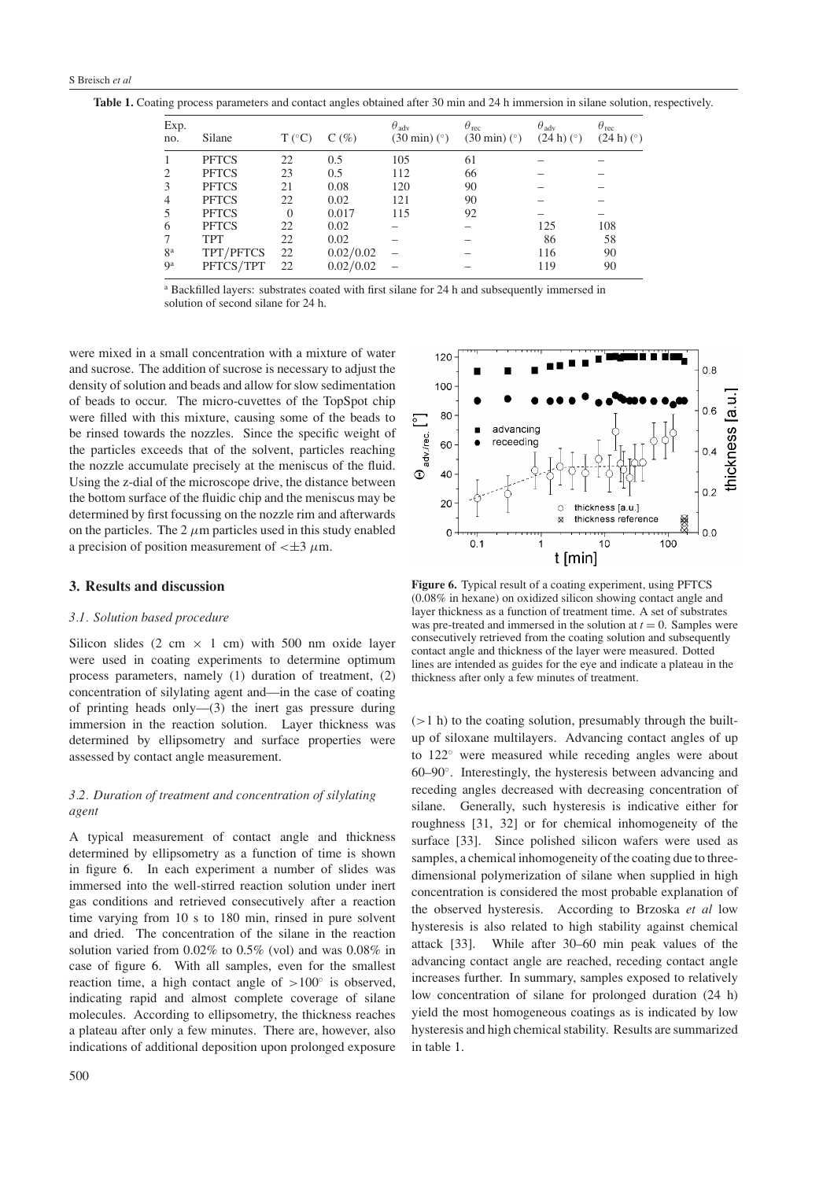**Table 1.** Coating process parameters and contact angles obtained after 30 min and 24 h immersion in silane solution, respectively.

| Exp. no. | Silane | T (°C) | C (%) | $\theta_{adv}$ (30 min) (°) | $\theta_{rec}$ (30 min) (°) | $\theta_{adv}$ (24 h) (°) | $\theta_{rec}$ (24 h) (°) |
|---|---|---|---|---|---|---|---|
| 1 | PFTCS | 22 | 0.5 | 105 | 61 | – | – |
| 2 | PFTCS | 23 | 0.5 | 112 | 66 | – | – |
| 3 | PFTCS | 21 | 0.08 | 120 | 90 | – | – |
| 4 | PFTCS | 22 | 0.02 | 121 | 90 | – | – |
| 5 | PFTCS | 0 | 0.017 | 115 | 92 | – | – |
| 6 | PFTCS | 22 | 0.02 | – | – | 125 | 108 |
| 7 | TPT | 22 | 0.02 | – | – | 86 | 58 |
| 8[a] | TPT/PFTCS | 22 | 0.02/0.02 | – | – | 116 | 90 |
| 9[a] | PFTCS/TPT | 22 | 0.02/0.02 | – | – | 119 | 90 |

[a] Backfilled layers: substrates coated with first silane for 24 h and subsequently immersed in solution of second silane for 24 h.

were mixed in a small concentration with a mixture of water and sucrose. The addition of sucrose is necessary to adjust the density of solution and beads and allow for slow sedimentation of beads to occur. The micro-cuvettes of the TopSpot chip were filled with this mixture, causing some of the beads to be rinsed towards the nozzles. Since the specific weight of the particles exceeds that of the solvent, particles reaching the nozzle accumulate precisely at the meniscus of the fluid. Using the z-dial of the microscope drive, the distance between the bottom surface of the fluidic chip and the meniscus may be determined by first focussing on the nozzle rim and afterwards on the particles. The 2 $\mu$m particles used in this study enabled a precision of position measurement of $<\pm 3$ $\mu$m.

## 3. Results and discussion

### 3.1. Solution based procedure

Silicon slides (2 cm × 1 cm) with 500 nm oxide layer were used in coating experiments to determine optimum process parameters, namely (1) duration of treatment, (2) concentration of silylating agent and—in the case of coating of printing heads only—(3) the inert gas pressure during immersion in the reaction solution. Layer thickness was determined by ellipsometry and surface properties were assessed by contact angle measurement.

### 3.2. Duration of treatment and concentration of silylating agent

A typical measurement of contact angle and thickness determined by ellipsometry as a function of time is shown in figure 6. In each experiment a number of slides was immersed into the well-stirred reaction solution under inert gas conditions and retrieved consecutively after a reaction time varying from 10 s to 180 min, rinsed in pure solvent and dried. The concentration of the silane in the reaction solution varied from 0.02% to 0.5% (vol) and was 0.08% in case of figure 6. With all samples, even for the smallest reaction time, a high contact angle of $>100°$ is observed, indicating rapid and almost complete coverage of silane molecules. According to ellipsometry, the thickness reaches a plateau after only a few minutes. There are, however, also indications of additional deposition upon prolonged exposure

**Figure 6.** Typical result of a coating experiment, using PFTCS (0.08% in hexane) on oxidized silicon showing contact angle and layer thickness as a function of treatment time. A set of substrates was pre-treated and immersed in the solution at $t = 0$. Samples were consecutively retrieved from the coating solution and subsequently contact angle and thickness of the layer were measured. Dotted lines are intended as guides for the eye and indicate a plateau in the thickness after only a few minutes of treatment.

($>1$ h) to the coating solution, presumably through the built-up of siloxane multilayers. Advancing contact angles of up to 122° were measured while receding angles were about 60–90°. Interestingly, the hysteresis between advancing and receding angles decreased with decreasing concentration of silane. Generally, such hysteresis is indicative either for roughness [31, 32] or for chemical inhomogeneity of the surface [33]. Since polished silicon wafers were used as samples, a chemical inhomogeneity of the coating due to three-dimensional polymerization of silane when supplied in high concentration is considered the most probable explanation of the observed hysteresis. According to Brzoska *et al* low hysteresis is also related to high stability against chemical attack [33]. While after 30–60 min peak values of the advancing contact angle are reached, receding contact angle increases further. In summary, samples exposed to relatively low concentration of silane for prolonged duration (24 h) yield the most homogeneous coatings as is indicated by low hysteresis and high chemical stability. Results are summarized in table 1.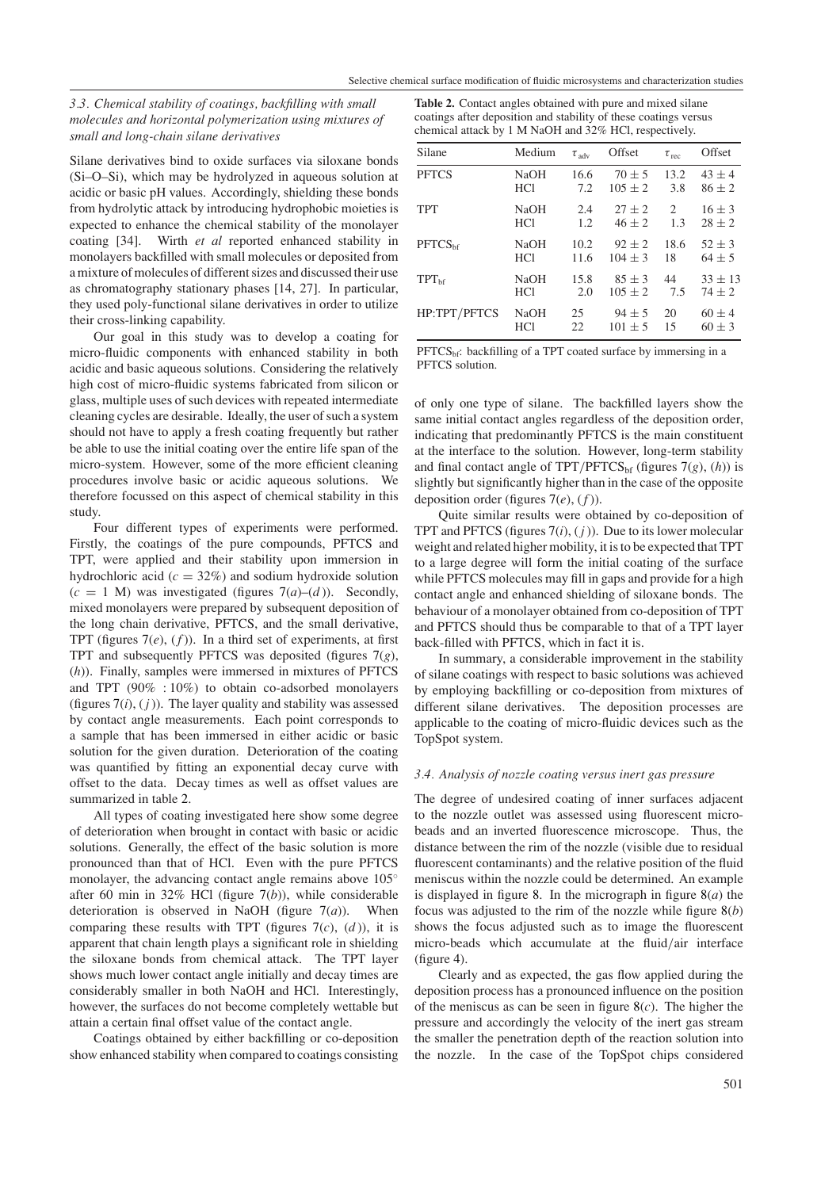### 3.3. Chemical stability of coatings, backfilling with small molecules and horizontal polymerization using mixtures of small and long-chain silane derivatives

Silane derivatives bind to oxide surfaces via siloxane bonds (Si–O–Si), which may be hydrolyzed in aqueous solution at acidic or basic pH values. Accordingly, shielding these bonds from hydrolytic attack by introducing hydrophobic moieties is expected to enhance the chemical stability of the monolayer coating [34]. Wirth *et al* reported enhanced stability in monolayers backfilled with small molecules or deposited from a mixture of molecules of different sizes and discussed their use as chromatography stationary phases [14, 27]. In particular, they used poly-functional silane derivatives in order to utilize their cross-linking capability.

Our goal in this study was to develop a coating for micro-fluidic components with enhanced stability in both acidic and basic aqueous solutions. Considering the relatively high cost of micro-fluidic systems fabricated from silicon or glass, multiple uses of such devices with repeated intermediate cleaning cycles are desirable. Ideally, the user of such a system should not have to apply a fresh coating frequently but rather be able to use the initial coating over the entire life span of the micro-system. However, some of the more efficient cleaning procedures involve basic or acidic aqueous solutions. We therefore focussed on this aspect of chemical stability in this study.

Four different types of experiments were performed. Firstly, the coatings of the pure compounds, PFTCS and TPT, were applied and their stability upon immersion in hydrochloric acid ($c = 32\%$) and sodium hydroxide solution ($c = 1$ M) was investigated (figures 7(*a*)–(*d*)). Secondly, mixed monolayers were prepared by subsequent deposition of the long chain derivative, PFTCS, and the small derivative, TPT (figures 7(*e*), (*f*)). In a third set of experiments, at first TPT and subsequently PFTCS was deposited (figures 7(*g*), (*h*)). Finally, samples were immersed in mixtures of PFTCS and TPT (90% : 10%) to obtain co-adsorbed monolayers (figures 7(*i*), (*j*)). The layer quality and stability was assessed by contact angle measurements. Each point corresponds to a sample that has been immersed in either acidic or basic solution for the given duration. Deterioration of the coating was quantified by fitting an exponential decay curve with offset to the data. Decay times as well as offset values are summarized in table 2.

All types of coating investigated here show some degree of deterioration when brought in contact with basic or acidic solutions. Generally, the effect of the basic solution is more pronounced than that of HCl. Even with the pure PFTCS monolayer, the advancing contact angle remains above 105° after 60 min in 32% HCl (figure 7(*b*)), while considerable deterioration is observed in NaOH (figure 7(*a*)). When comparing these results with TPT (figures 7(*c*), (*d*)), it is apparent that chain length plays a significant role in shielding the siloxane bonds from chemical attack. The TPT layer shows much lower contact angle initially and decay times are considerably smaller in both NaOH and HCl. Interestingly, however, the surfaces do not become completely wettable but attain a certain final offset value of the contact angle.

Coatings obtained by either backfilling or co-deposition show enhanced stability when compared to coatings consisting of only one type of silane. The backfilled layers show the same initial contact angles regardless of the deposition order, indicating that predominantly PFTCS is the main constituent at the interface to the solution. However, long-term stability and final contact angle of TPT/$\text{PFTCS}_{\text{bf}}$ (figures 7(*g*), (*h*)) is slightly but significantly higher than in the case of the opposite deposition order (figures 7(*e*), (*f*)).

Quite similar results were obtained by co-deposition of TPT and PFTCS (figures 7(*i*), (*j*)). Due to its lower molecular weight and related higher mobility, it is to be expected that TPT to a large degree will form the initial coating of the surface while PFTCS molecules may fill in gaps and provide for a high contact angle and enhanced shielding of siloxane bonds. The behaviour of a monolayer obtained from co-deposition of TPT and PFTCS should thus be comparable to that of a TPT layer back-filled with PFTCS, which in fact it is.

In summary, a considerable improvement in the stability of silane coatings with respect to basic solutions was achieved by employing backfilling or co-deposition from mixtures of different silane derivatives. The deposition processes are applicable to the coating of micro-fluidic devices such as the TopSpot system.

**Table 2.** Contact angles obtained with pure and mixed silane coatings after deposition and stability of these coatings versus chemical attack by 1 M NaOH and 32% HCl, respectively.

| Silane | Medium | $\tau_{\text{adv}}$ | Offset | $\tau_{\text{rec}}$ | Offset |
|---|---|---|---|---|---|
| PFTCS | NaOH | 16.6 | $70 \pm 5$ | 13.2 | $43 \pm 4$ |
| | HCl | 7.2 | $105 \pm 2$ | 3.8 | $86 \pm 2$ |
| TPT | NaOH | 2.4 | $27 \pm 2$ | 2 | $16 \pm 3$ |
| | HCl | 1.2 | $46 \pm 2$ | 1.3 | $28 \pm 2$ |
| $\text{PFTCS}_{\text{bf}}$ | NaOH | 10.2 | $92 \pm 2$ | 18.6 | $52 \pm 3$ |
| | HCl | 11.6 | $104 \pm 3$ | 18 | $64 \pm 5$ |
| $\text{TPT}_{\text{bf}}$ | NaOH | 15.8 | $85 \pm 3$ | 44 | $33 \pm 13$ |
| | HCl | 2.0 | $105 \pm 2$ | 7.5 | $74 \pm 2$ |
| HP:TPT/PFTCS | NaOH | 25 | $94 \pm 5$ | 20 | $60 \pm 4$ |
| | HCl | 22 | $101 \pm 5$ | 15 | $60 \pm 3$ |

$\text{PFTCS}_{\text{bf}}$: backfilling of a TPT coated surface by immersing in a PFTCS solution.

### 3.4. Analysis of nozzle coating versus inert gas pressure

The degree of undesired coating of inner surfaces adjacent to the nozzle outlet was assessed using fluorescent micro-beads and an inverted fluorescence microscope. Thus, the distance between the rim of the nozzle (visible due to residual fluorescent contaminants) and the relative position of the fluid meniscus within the nozzle could be determined. An example is displayed in figure 8. In the micrograph in figure 8(*a*) the focus was adjusted to the rim of the nozzle while figure 8(*b*) shows the focus adjusted such as to image the fluorescent micro-beads which accumulate at the fluid/air interface (figure 4).

Clearly and as expected, the gas flow applied during the deposition process has a pronounced influence on the position of the meniscus as can be seen in figure 8(*c*). The higher the pressure and accordingly the velocity of the inert gas stream the smaller the penetration depth of the reaction solution into the nozzle. In the case of the TopSpot chips considered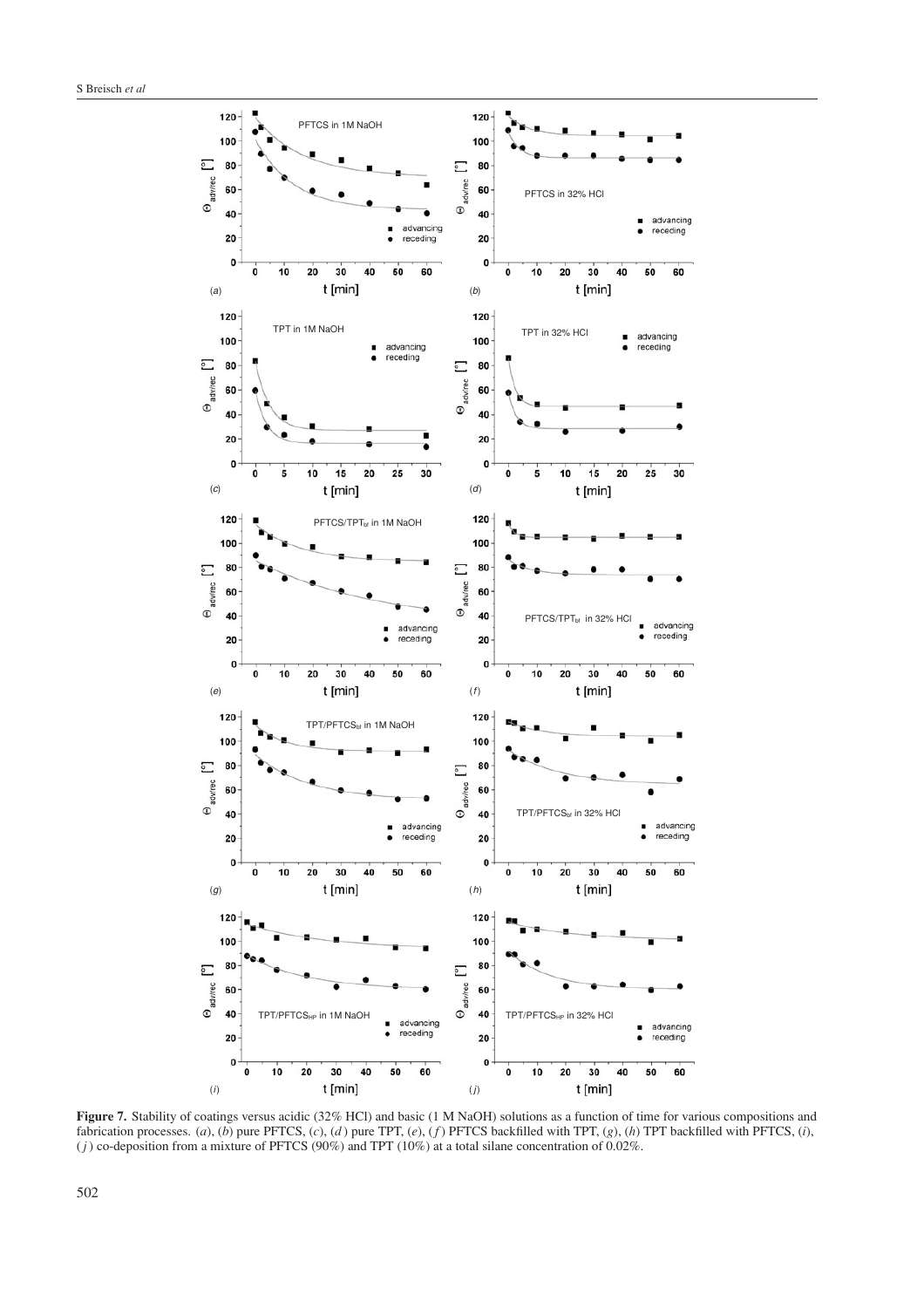**Figure 7.** Stability of coatings versus acidic (32% HCl) and basic (1 M NaOH) solutions as a function of time for various compositions and fabrication processes. (*a*), (*b*) pure PFTCS, (*c*), (*d*) pure TPT, (*e*), (*f*) PFTCS backfilled with TPT, (*g*), (*h*) TPT backfilled with PFTCS, (*i*), (*j*) co-deposition from a mixture of PFTCS (90%) and TPT (10%) at a total silane concentration of 0.02%.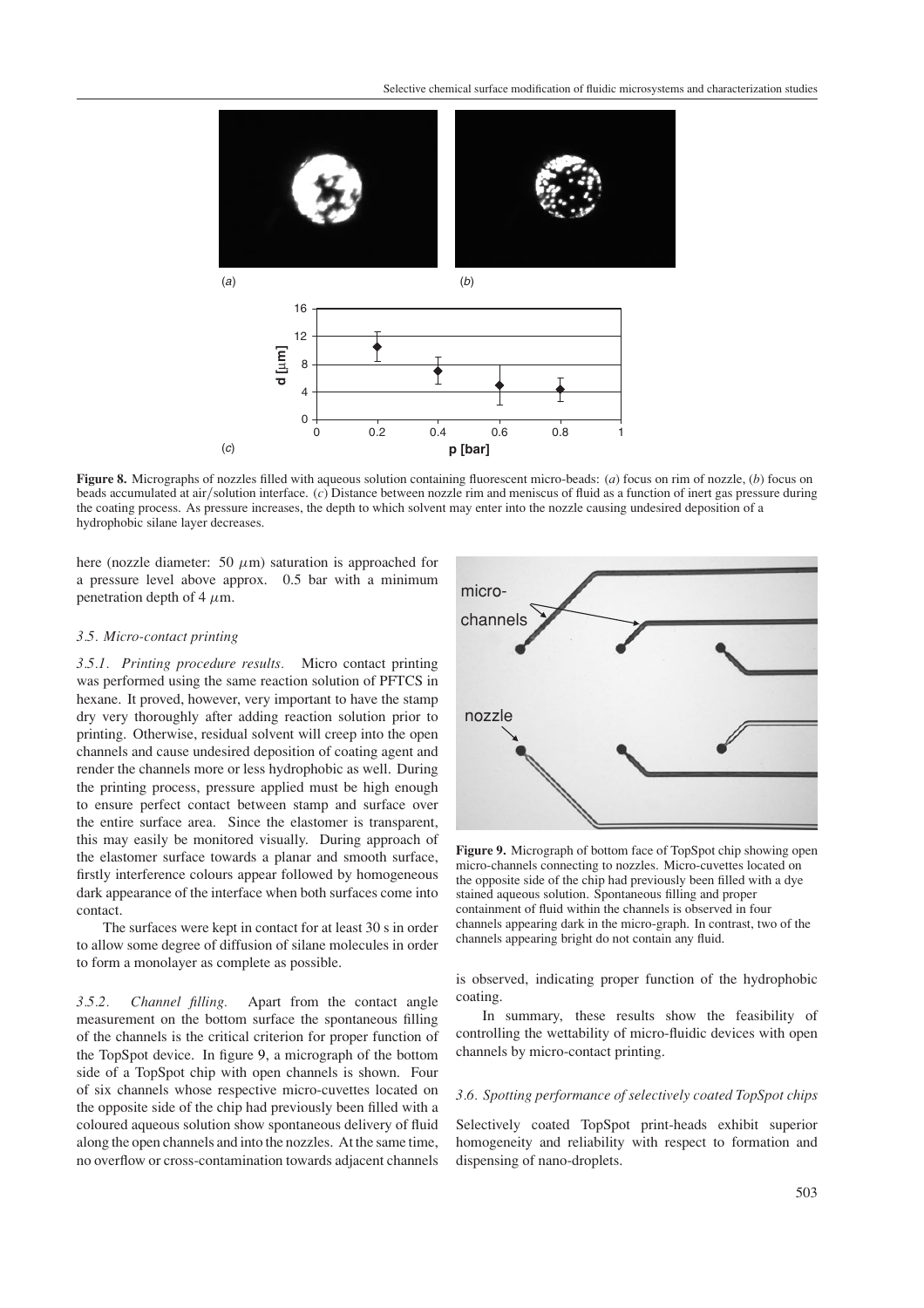**Figure 8.** Micrographs of nozzles filled with aqueous solution containing fluorescent micro-beads: (*a*) focus on rim of nozzle, (*b*) focus on beads accumulated at air/solution interface. (*c*) Distance between nozzle rim and meniscus of fluid as a function of inert gas pressure during the coating process. As pressure increases, the depth to which solvent may enter into the nozzle causing undesired deposition of a hydrophobic silane layer decreases.

here (nozzle diameter: 50 $\mu$m) saturation is approached for a pressure level above approx. 0.5 bar with a minimum penetration depth of 4 $\mu$m.

### *3.5. Micro-contact printing*

*3.5.1. Printing procedure results.* Micro contact printing was performed using the same reaction solution of PFTCS in hexane. It proved, however, very important to have the stamp dry very thoroughly after adding reaction solution prior to printing. Otherwise, residual solvent will creep into the open channels and cause undesired deposition of coating agent and render the channels more or less hydrophobic as well. During the printing process, pressure applied must be high enough to ensure perfect contact between stamp and surface over the entire surface area. Since the elastomer is transparent, this may easily be monitored visually. During approach of the elastomer surface towards a planar and smooth surface, firstly interference colours appear followed by homogeneous dark appearance of the interface when both surfaces come into contact.

The surfaces were kept in contact for at least 30 s in order to allow some degree of diffusion of silane molecules in order to form a monolayer as complete as possible.

*3.5.2. Channel filling.* Apart from the contact angle measurement on the bottom surface the spontaneous filling of the channels is the critical criterion for proper function of the TopSpot device. In figure 9, a micrograph of the bottom side of a TopSpot chip with open channels is shown. Four of six channels whose respective micro-cuvettes located on the opposite side of the chip had previously been filled with a coloured aqueous solution show spontaneous delivery of fluid along the open channels and into the nozzles. At the same time, no overflow or cross-contamination towards adjacent channels is observed, indicating proper function of the hydrophobic coating.

**Figure 9.** Micrograph of bottom face of TopSpot chip showing open micro-channels connecting to nozzles. Micro-cuvettes located on the opposite side of the chip had previously been filled with a dye stained aqueous solution. Spontaneous filling and proper containment of fluid within the channels is observed in four channels appearing dark in the micro-graph. In contrast, two of the channels appearing bright do not contain any fluid.

In summary, these results show the feasibility of controlling the wettability of micro-fluidic devices with open channels by micro-contact printing.

### *3.6. Spotting performance of selectively coated TopSpot chips*

Selectively coated TopSpot print-heads exhibit superior homogeneity and reliability with respect to formation and dispensing of nano-droplets.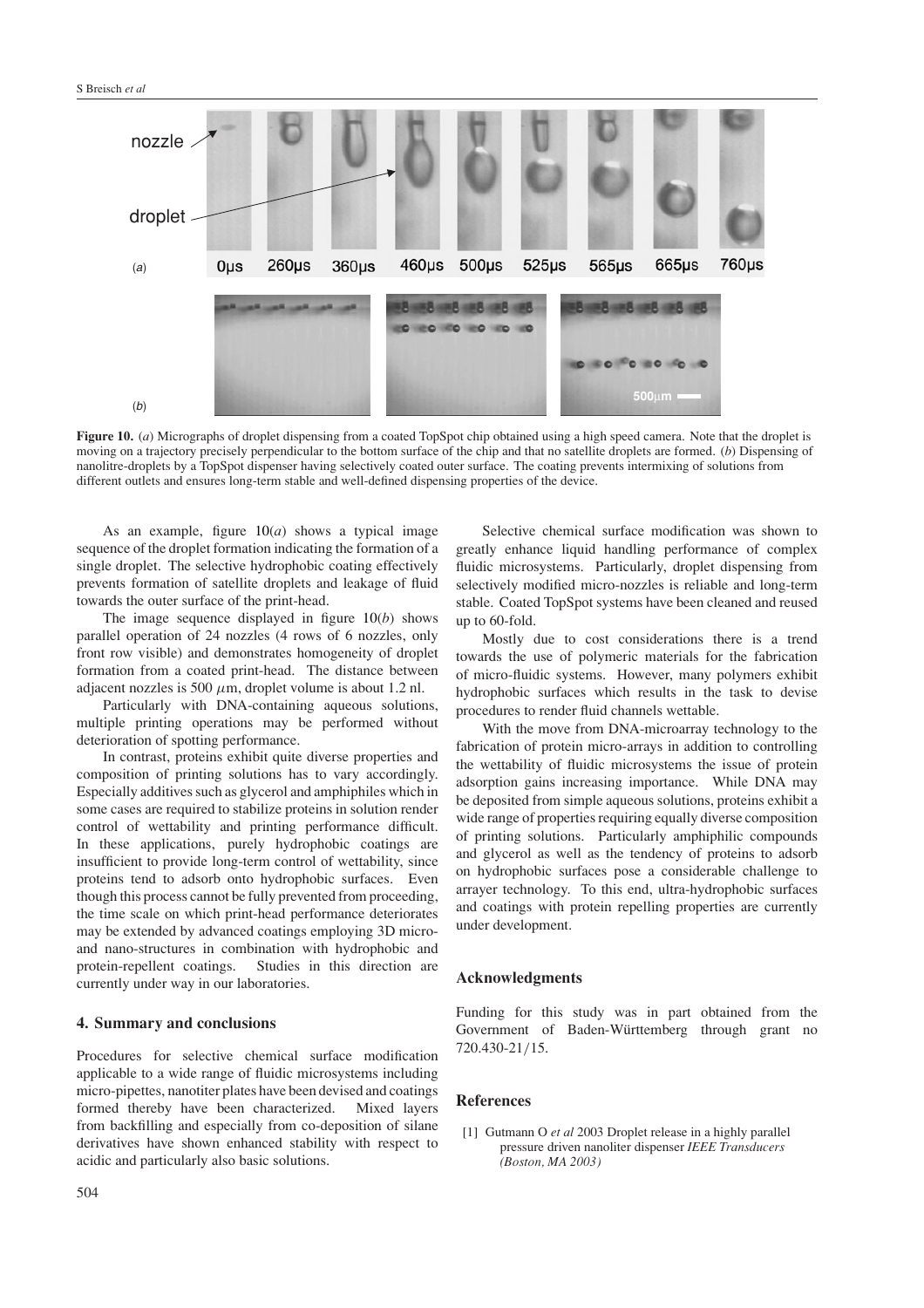**Figure 10.** (*a*) Micrographs of droplet dispensing from a coated TopSpot chip obtained using a high speed camera. Note that the droplet is moving on a trajectory precisely perpendicular to the bottom surface of the chip and that no satellite droplets are formed. (*b*) Dispensing of nanolitre-droplets by a TopSpot dispenser having selectively coated outer surface. The coating prevents intermixing of solutions from different outlets and ensures long-term stable and well-defined dispensing properties of the device.

As an example, figure 10(*a*) shows a typical image sequence of the droplet formation indicating the formation of a single droplet. The selective hydrophobic coating effectively prevents formation of satellite droplets and leakage of fluid towards the outer surface of the print-head.

The image sequence displayed in figure 10(*b*) shows parallel operation of 24 nozzles (4 rows of 6 nozzles, only front row visible) and demonstrates homogeneity of droplet formation from a coated print-head. The distance between adjacent nozzles is 500 $\mu$m, droplet volume is about 1.2 nl.

Particularly with DNA-containing aqueous solutions, multiple printing operations may be performed without deterioration of spotting performance.

In contrast, proteins exhibit quite diverse properties and composition of printing solutions has to vary accordingly. Especially additives such as glycerol and amphiphiles which in some cases are required to stabilize proteins in solution render control of wettability and printing performance difficult. In these applications, purely hydrophobic coatings are insufficient to provide long-term control of wettability, since proteins tend to adsorb onto hydrophobic surfaces. Even though this process cannot be fully prevented from proceeding, the time scale on which print-head performance deteriorates may be extended by advanced coatings employing 3D micro- and nano-structures in combination with hydrophobic and protein-repellent coatings. Studies in this direction are currently under way in our laboratories.

## 4. Summary and conclusions

Procedures for selective chemical surface modification applicable to a wide range of fluidic microsystems including micro-pipettes, nanotiter plates have been devised and coatings formed thereby have been characterized. Mixed layers from backfilling and especially from co-deposition of silane derivatives have shown enhanced stability with respect to acidic and particularly also basic solutions.

Selective chemical surface modification was shown to greatly enhance liquid handling performance of complex fluidic microsystems. Particularly, droplet dispensing from selectively modified micro-nozzles is reliable and long-term stable. Coated TopSpot systems have been cleaned and reused up to 60-fold.

Mostly due to cost considerations there is a trend towards the use of polymeric materials for the fabrication of micro-fluidic systems. However, many polymers exhibit hydrophobic surfaces which results in the task to devise procedures to render fluid channels wettable.

With the move from DNA-microarray technology to the fabrication of protein micro-arrays in addition to controlling the wettability of fluidic microsystems the issue of protein adsorption gains increasing importance. While DNA may be deposited from simple aqueous solutions, proteins exhibit a wide range of properties requiring equally diverse composition of printing solutions. Particularly amphiphilic compounds and glycerol as well as the tendency of proteins to adsorb on hydrophobic surfaces pose a considerable challenge to arrayer technology. To this end, ultra-hydrophobic surfaces and coatings with protein repelling properties are currently under development.

## Acknowledgments

Funding for this study was in part obtained from the Government of Baden-Württemberg through grant no 720.430-21/15.

## References

[1] Gutmann O *et al* 2003 Droplet release in a highly parallel pressure driven nanoliter dispenser *IEEE Transducers (Boston, MA 2003)*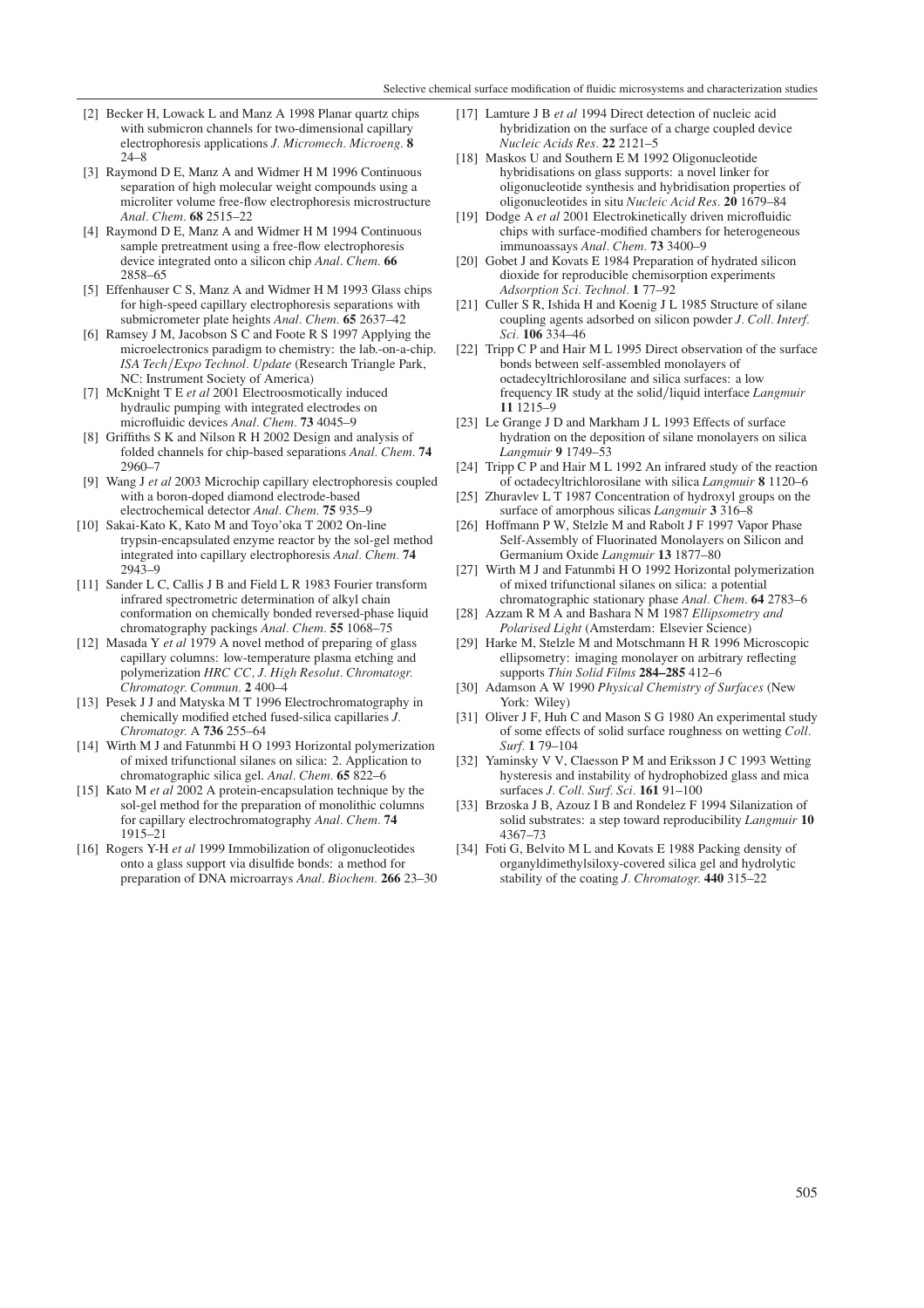[2] Becker H, Lowack L and Manz A 1998 Planar quartz chips with submicron channels for two-dimensional capillary electrophoresis applications *J. Micromech. Microeng.* **8** 24–8

[3] Raymond D E, Manz A and Widmer H M 1996 Continuous separation of high molecular weight compounds using a microliter volume free-flow electrophoresis microstructure *Anal. Chem.* **68** 2515–22

[4] Raymond D E, Manz A and Widmer H M 1994 Continuous sample pretreatment using a free-flow electrophoresis device integrated onto a silicon chip *Anal. Chem.* **66** 2858–65

[5] Effenhauser C S, Manz A and Widmer H M 1993 Glass chips for high-speed capillary electrophoresis separations with submicrometer plate heights *Anal. Chem.* **65** 2637–42

[6] Ramsey J M, Jacobson S C and Foote R S 1997 Applying the microelectronics paradigm to chemistry: the lab.-on-a-chip. *ISA Tech/Expo Technol. Update* (Research Triangle Park, NC: Instrument Society of America)

[7] McKnight T E *et al* 2001 Electroosmotically induced hydraulic pumping with integrated electrodes on microfluidic devices *Anal. Chem.* **73** 4045–9

[8] Griffiths S K and Nilson R H 2002 Design and analysis of folded channels for chip-based separations *Anal. Chem.* **74** 2960–7

[9] Wang J *et al* 2003 Microchip capillary electrophoresis coupled with a boron-doped diamond electrode-based electrochemical detector *Anal. Chem.* **75** 935–9

[10] Sakai-Kato K, Kato M and Toyo'oka T 2002 On-line trypsin-encapsulated enzyme reactor by the sol-gel method integrated into capillary electrophoresis *Anal. Chem.* **74** 2943–9

[11] Sander L C, Callis J B and Field L R 1983 Fourier transform infrared spectrometric determination of alkyl chain conformation on chemically bonded reversed-phase liquid chromatography packings *Anal. Chem.* **55** 1068–75

[12] Masada Y *et al* 1979 A novel method of preparing of glass capillary columns: low-temperature plasma etching and polymerization *HRC CC, J. High Resolut. Chromatogr. Chromatogr. Commun.* **2** 400–4

[13] Pesek J J and Matyska M T 1996 Electrochromatography in chemically modified etched fused-silica capillaries *J. Chromatogr.* A **736** 255–64

[14] Wirth M J and Fatunmbi H O 1993 Horizontal polymerization of mixed trifunctional silanes on silica: 2. Application to chromatographic silica gel. *Anal. Chem.* **65** 822–6

[15] Kato M *et al* 2002 A protein-encapsulation technique by the sol-gel method for the preparation of monolithic columns for capillary electrochromatography *Anal. Chem.* **74** 1915–21

[16] Rogers Y-H *et al* 1999 Immobilization of oligonucleotides onto a glass support via disulfide bonds: a method for preparation of DNA microarrays *Anal. Biochem.* **266** 23–30

[17] Lamture J B *et al* 1994 Direct detection of nucleic acid hybridization on the surface of a charge coupled device *Nucleic Acids Res.* **22** 2121–5

[18] Maskos U and Southern E M 1992 Oligonucleotide hybridisations on glass supports: a novel linker for oligonucleotide synthesis and hybridisation properties of oligonucleotides in situ *Nucleic Acid Res.* **20** 1679–84

[19] Dodge A *et al* 2001 Electrokinetically driven microfluidic chips with surface-modified chambers for heterogeneous immunoassays *Anal. Chem.* **73** 3400–9

[20] Gobet J and Kovats E 1984 Preparation of hydrated silicon dioxide for reproducible chemisorption experiments *Adsorption Sci. Technol.* **1** 77–92

[21] Culler S R, Ishida H and Koenig J L 1985 Structure of silane coupling agents adsorbed on silicon powder *J. Coll. Interf. Sci.* **106** 334–46

[22] Tripp C P and Hair M L 1995 Direct observation of the surface bonds between self-assembled monolayers of octadecyltrichlorosilane and silica surfaces: a low frequency IR study at the solid/liquid interface *Langmuir* **11** 1215–9

[23] Le Grange J D and Markham J L 1993 Effects of surface hydration on the deposition of silane monolayers on silica *Langmuir* **9** 1749–53

[24] Tripp C P and Hair M L 1992 An infrared study of the reaction of octadecyltrichlorosilane with silica *Langmuir* **8** 1120–6

[25] Zhuravlev L T 1987 Concentration of hydroxyl groups on the surface of amorphous silicas *Langmuir* **3** 316–8

[26] Hoffmann P W, Stelzle M and Rabolt J F 1997 Vapor Phase Self-Assembly of Fluorinated Monolayers on Silicon and Germanium Oxide *Langmuir* **13** 1877–80

[27] Wirth M J and Fatunmbi H O 1992 Horizontal polymerization of mixed trifunctional silanes on silica: a potential chromatographic stationary phase *Anal. Chem.* **64** 2783–6

[28] Azzam R M A and Bashara N M 1987 *Ellipsometry and Polarised Light* (Amsterdam: Elsevier Science)

[29] Harke M, Stelzle M and Motschmann H R 1996 Microscopic ellipsometry: imaging monolayer on arbitrary reflecting supports *Thin Solid Films* **284–285** 412–6

[30] Adamson A W 1990 *Physical Chemistry of Surfaces* (New York: Wiley)

[31] Oliver J F, Huh C and Mason S G 1980 An experimental study of some effects of solid surface roughness on wetting *Coll. Surf.* **1** 79–104

[32] Yaminsky V V, Claesson P M and Eriksson J C 1993 Wetting hysteresis and instability of hydrophobized glass and mica surfaces *J. Coll. Surf. Sci.* **161** 91–100

[33] Brzoska J B, Azouz I B and Rondelez F 1994 Silanization of solid substrates: a step toward reproducibility *Langmuir* **10** 4367–73

[34] Foti G, Belvito M L and Kovats E 1988 Packing density of organyldimethylsiloxy-covered silica gel and hydrolytic stability of the coating *J. Chromatogr.* **440** 315–22